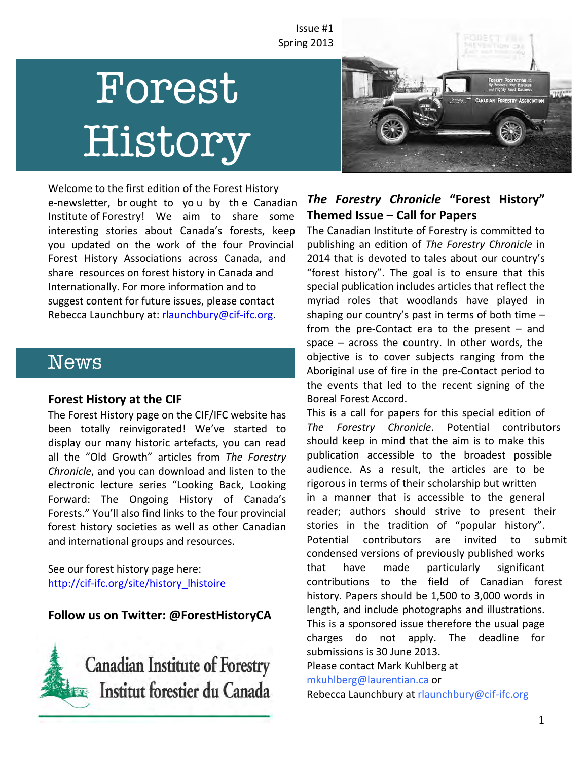Issue #1
Spring 2013

# Forest History

Welcome to the first edition of the Forest History e-newsletter, brought to you by the Canadian Institute of Forestry! We aim to share some interesting stories about Canada's forests, keep you updated on the work of the four Provincial Forest History Associations across Canada, and share resources on forest history in Canada and Internationally. For more information and to suggest content for future issues, please contact Rebecca Launchbury at: rlaunchbury@cif-ifc.org.

## News

### Forest History at the CIF

The Forest History page on the CIF/IFC website has been totally reinvigorated! We've started to display our many historic artefacts, you can read all the "Old Growth" articles from *The Forestry Chronicle*, and you can download and listen to the electronic lecture series "Looking Back, Looking Forward: The Ongoing History of Canada's Forests." You'll also find links to the four provincial forest history societies as well as other Canadian and international groups and resources.

See our forest history page here: http://cif-ifc.org/site/history_lhistoire

**Follow us on Twitter: @ForestHistoryCA**

Canadian Institute of Forestry
Institut forestier du Canada

### *The Forestry Chronicle* "Forest History" Themed Issue – Call for Papers

The Canadian Institute of Forestry is committed to publishing an edition of *The Forestry Chronicle* in 2014 that is devoted to tales about our country's "forest history". The goal is to ensure that this special publication includes articles that reflect the myriad roles that woodlands have played in shaping our country's past in terms of both time – from the pre-Contact era to the present – and space – across the country. In other words, the objective is to cover subjects ranging from the Aboriginal use of fire in the pre-Contact period to the events that led to the recent signing of the Boreal Forest Accord.

This is a call for papers for this special edition of *The Forestry Chronicle*. Potential contributors should keep in mind that the aim is to make this publication accessible to the broadest possible audience. As a result, the articles are to be rigorous in terms of their scholarship but written in a manner that is accessible to the general reader; authors should strive to present their stories in the tradition of "popular history". Potential contributors are invited to submit condensed versions of previously published works that have made particularly significant contributions to the field of Canadian forest history. Papers should be 1,500 to 3,000 words in length, and include photographs and illustrations. This is a sponsored issue therefore the usual page charges do not apply. The deadline for submissions is 30 June 2013.

Please contact Mark Kuhlberg at mkuhlberg@laurentian.ca or Rebecca Launchbury at rlaunchbury@cif-ifc.org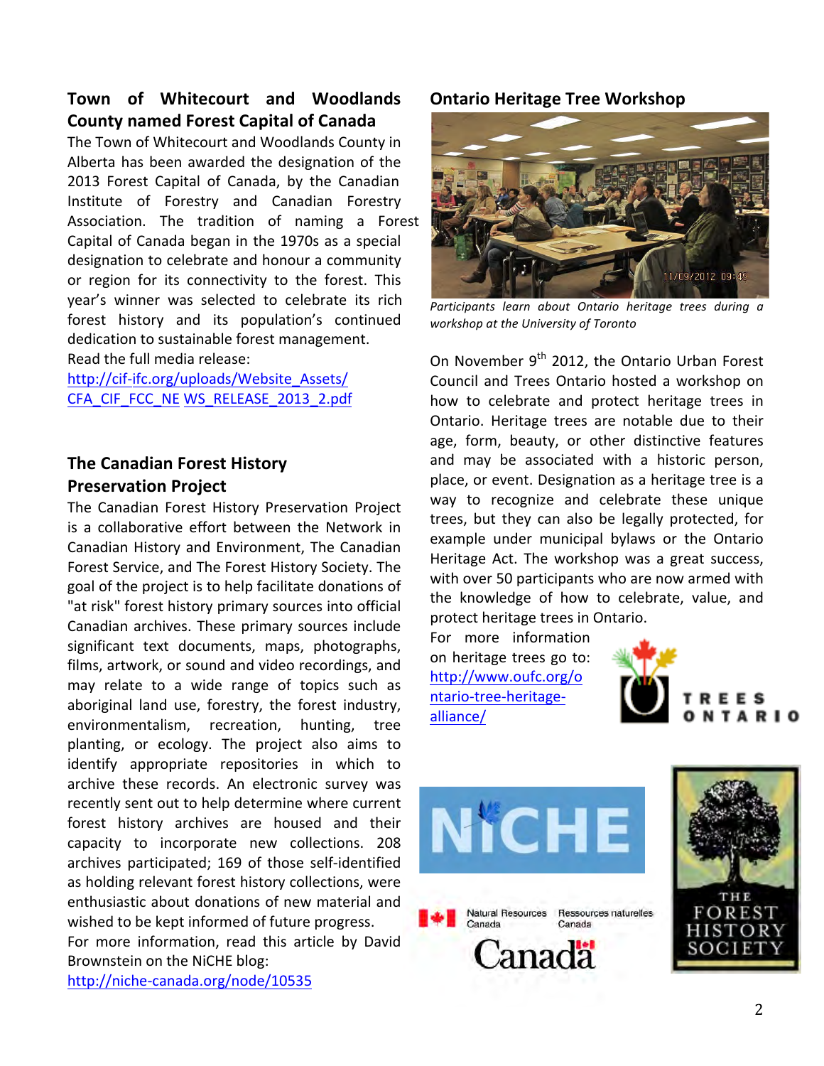## Town of Whitecourt and Woodlands County named Forest Capital of Canada

The Town of Whitecourt and Woodlands County in Alberta has been awarded the designation of the 2013 Forest Capital of Canada, by the Canadian Institute of Forestry and Canadian Forestry Association. The tradition of naming a Forest Capital of Canada began in the 1970s as a special designation to celebrate and honour a community or region for its connectivity to the forest. This year's winner was selected to celebrate its rich forest history and its population's continued dedication to sustainable forest management.

Read the full media release:
http://cif-ifc.org/uploads/Website_Assets/CFA_CIF_FCC_NE WS_RELEASE_2013_2.pdf

## The Canadian Forest History Preservation Project

The Canadian Forest History Preservation Project is a collaborative effort between the Network in Canadian History and Environment, The Canadian Forest Service, and The Forest History Society. The goal of the project is to help facilitate donations of "at risk" forest history primary sources into official Canadian archives. These primary sources include significant text documents, maps, photographs, films, artwork, or sound and video recordings, and may relate to a wide range of topics such as aboriginal land use, forestry, the forest industry, environmentalism, recreation, hunting, tree planting, or ecology. The project also aims to identify appropriate repositories in which to archive these records. An electronic survey was recently sent out to help determine where current forest history archives are housed and their capacity to incorporate new collections. 208 archives participated; 169 of those self-identified as holding relevant forest history collections, were enthusiastic about donations of new material and wished to be kept informed of future progress.

For more information, read this article by David Brownstein on the NiCHE blog:
http://niche-canada.org/node/10535

## Ontario Heritage Tree Workshop

*Participants learn about Ontario heritage trees during a workshop at the University of Toronto*

On November 9th 2012, the Ontario Urban Forest Council and Trees Ontario hosted a workshop on how to celebrate and protect heritage trees in Ontario. Heritage trees are notable due to their age, form, beauty, or other distinctive features and may be associated with a historic person, place, or event. Designation as a heritage tree is a way to recognize and celebrate these unique trees, but they can also be legally protected, for example under municipal bylaws or the Ontario Heritage Act. The workshop was a great success, with over 50 participants who are now armed with the knowledge of how to celebrate, value, and protect heritage trees in Ontario.

For more information on heritage trees go to:
http://www.oufc.org/ontario-tree-heritage-alliance/

TREES ONTARIO

NiCHE

Natural Resources Canada / Ressources naturelles Canada

Canada

THE FOREST HISTORY SOCIETY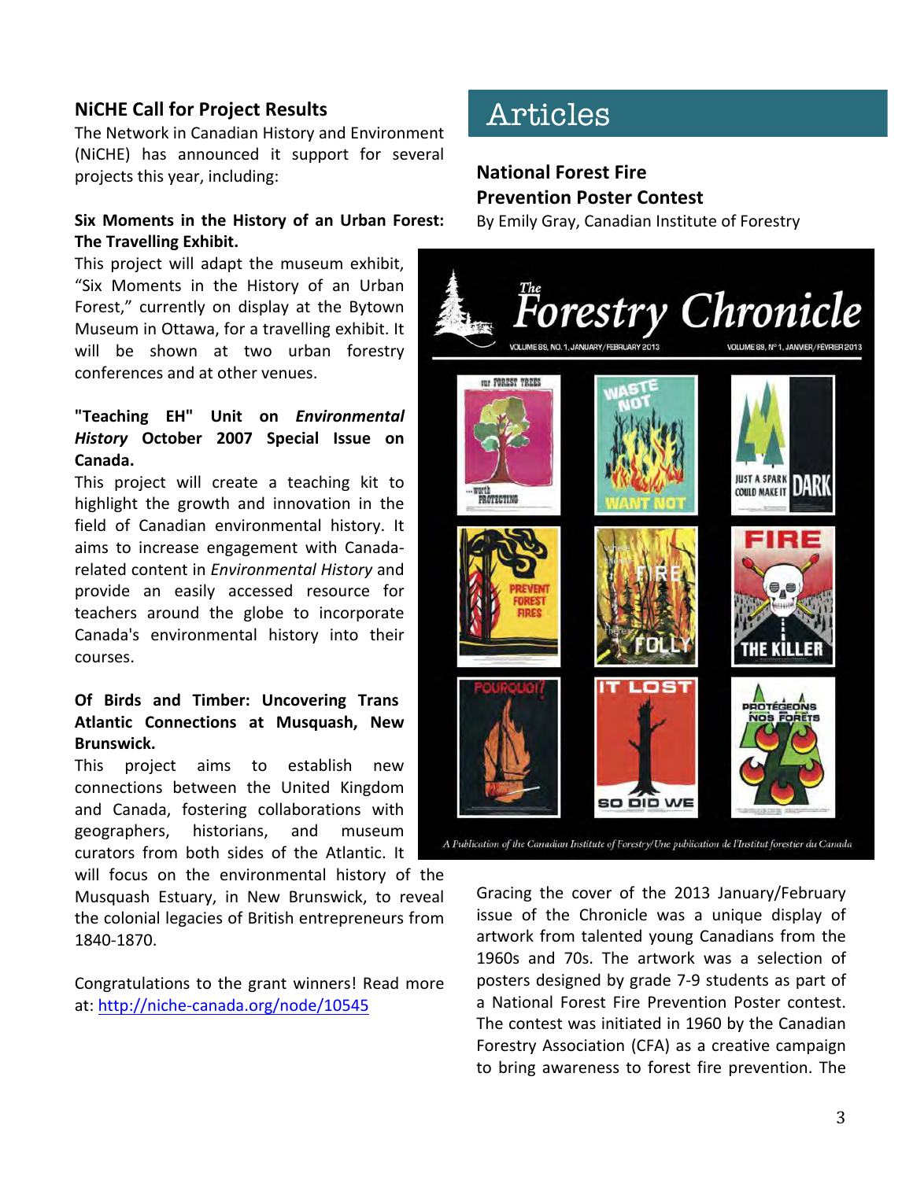## NiCHE Call for Project Results

The Network in Canadian History and Environment (NiCHE) has announced it support for several projects this year, including:

**Six Moments in the History of an Urban Forest: The Travelling Exhibit.**

This project will adapt the museum exhibit, "Six Moments in the History of an Urban Forest," currently on display at the Bytown Museum in Ottawa, for a travelling exhibit. It will be shown at two urban forestry conferences and at other venues.

**"Teaching EH" Unit on *Environmental History* October 2007 Special Issue on Canada.**

This project will create a teaching kit to highlight the growth and innovation in the field of Canadian environmental history. It aims to increase engagement with Canada-related content in *Environmental History* and provide an easily accessed resource for teachers around the globe to incorporate Canada's environmental history into their courses.

**Of Birds and Timber: Uncovering Trans Atlantic Connections at Musquash, New Brunswick.**

This project aims to establish new connections between the United Kingdom and Canada, fostering collaborations with geographers, historians, and museum curators from both sides of the Atlantic. It will focus on the environmental history of the Musquash Estuary, in New Brunswick, to reveal the colonial legacies of British entrepreneurs from 1840-1870.

Congratulations to the grant winners! Read more at: http://niche-canada.org/node/10545

# Articles

## National Forest Fire Prevention Poster Contest

By Emily Gray, Canadian Institute of Forestry

Gracing the cover of the 2013 January/February issue of the Chronicle was a unique display of artwork from talented young Canadians from the 1960s and 70s. The artwork was a selection of posters designed by grade 7-9 students as part of a National Forest Fire Prevention Poster contest. The contest was initiated in 1960 by the Canadian Forestry Association (CFA) as a creative campaign to bring awareness to forest fire prevention. The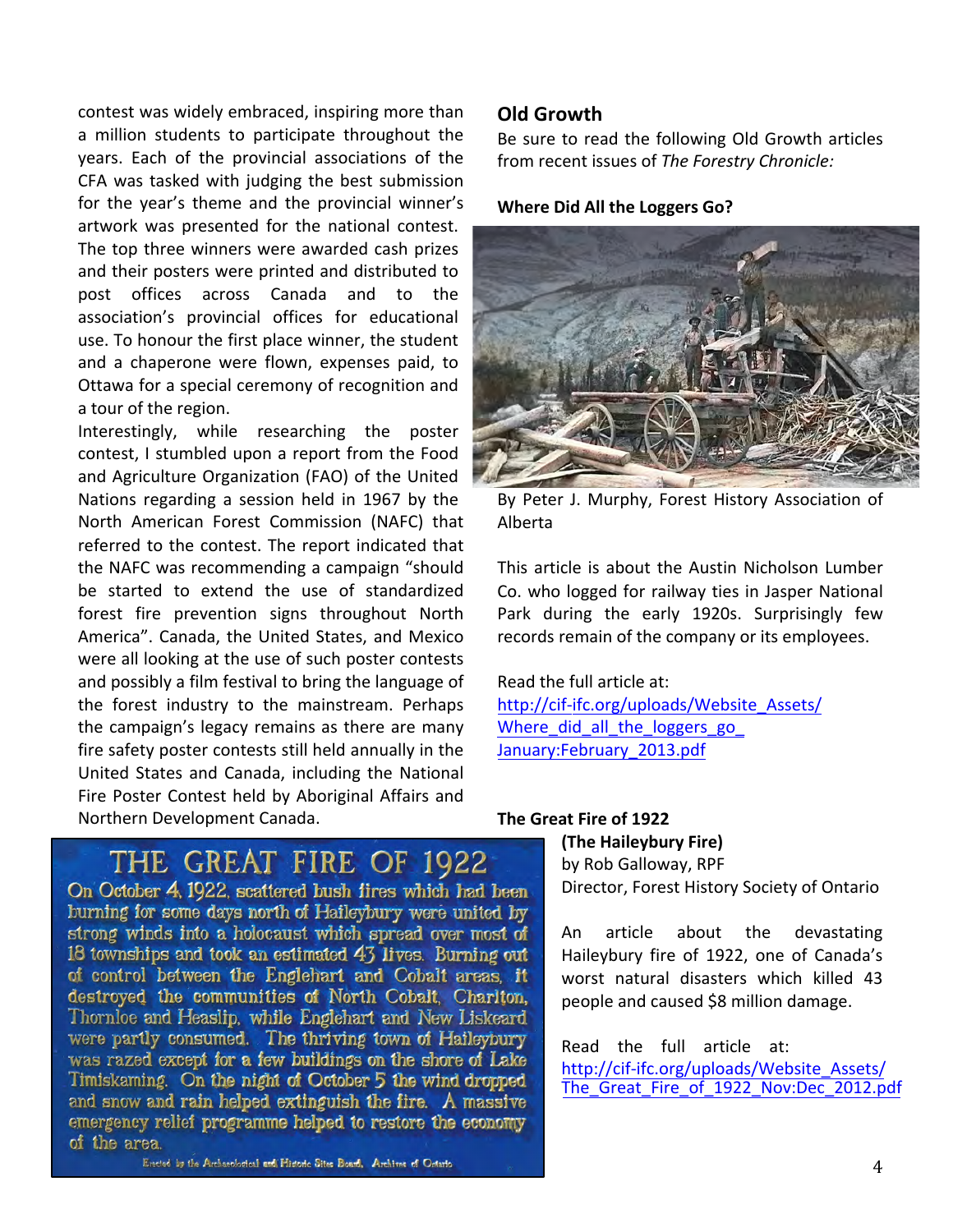contest was widely embraced, inspiring more than a million students to participate throughout the years. Each of the provincial associations of the CFA was tasked with judging the best submission for the year's theme and the provincial winner's artwork was presented for the national contest. The top three winners were awarded cash prizes and their posters were printed and distributed to post offices across Canada and to the association's provincial offices for educational use. To honour the first place winner, the student and a chaperone were flown, expenses paid, to Ottawa for a special ceremony of recognition and a tour of the region.

Interestingly, while researching the poster contest, I stumbled upon a report from the Food and Agriculture Organization (FAO) of the United Nations regarding a session held in 1967 by the North American Forest Commission (NAFC) that referred to the contest. The report indicated that the NAFC was recommending a campaign "should be started to extend the use of standardized forest fire prevention signs throughout North America". Canada, the United States, and Mexico were all looking at the use of such poster contests and possibly a film festival to bring the language of the forest industry to the mainstream. Perhaps the campaign's legacy remains as there are many fire safety poster contests still held annually in the United States and Canada, including the National Fire Poster Contest held by Aboriginal Affairs and Northern Development Canada.

THE GREAT FIRE OF 1922

On October 4, 1922, scattered bush fires which had been burning for some days north of Haileybury were united by strong winds into a holocaust which spread over most of 18 townships and took an estimated 43 lives. Burning out of control between the Englehart and Cobalt areas, it destroyed the communities of North Cobalt, Charlton, Thornloe and Heaslip, while Englehart and New Liskeard were partly consumed. The thriving town of Haileybury was razed except for a few buildings on the shore of Lake Timiskaming. On the night of October 5 the wind dropped and snow and rain helped extinguish the fire. A massive emergency relief programme helped to restore the economy of the area.

Erected by the Archaeological and Historic Sites Board, Archives of Ontario

## Old Growth

Be sure to read the following Old Growth articles from recent issues of *The Forestry Chronicle:*

**Where Did All the Loggers Go?**

By Peter J. Murphy, Forest History Association of Alberta

This article is about the Austin Nicholson Lumber Co. who logged for railway ties in Jasper National Park during the early 1920s. Surprisingly few records remain of the company or its employees.

Read the full article at:
http://cif-ifc.org/uploads/Website_Assets/Where_did_all_the_loggers_go_January:February_2013.pdf

**The Great Fire of 1922**
**(The Haileybury Fire)**
by Rob Galloway, RPF
Director, Forest History Society of Ontario

An article about the devastating Haileybury fire of 1922, one of Canada's worst natural disasters which killed 43 people and caused $8 million damage.

Read the full article at:
http://cif-ifc.org/uploads/Website_Assets/The_Great_Fire_of_1922_Nov:Dec_2012.pdf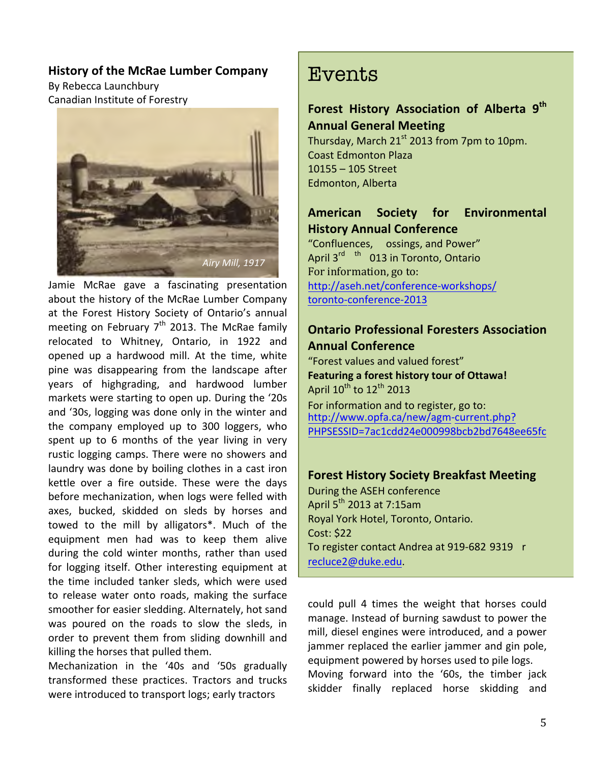## History of the McRae Lumber Company

By Rebecca Launchbury
Canadian Institute of Forestry

*Airy Mill, 1917*

Jamie McRae gave a fascinating presentation about the history of the McRae Lumber Company at the Forest History Society of Ontario's annual meeting on February 7th 2013. The McRae family relocated to Whitney, Ontario, in 1922 and opened up a hardwood mill. At the time, white pine was disappearing from the landscape after years of highgrading, and hardwood lumber markets were starting to open up. During the '20s and '30s, logging was done only in the winter and the company employed up to 300 loggers, who spent up to 6 months of the year living in very rustic logging camps. There were no showers and laundry was done by boiling clothes in a cast iron kettle over a fire outside. These were the days before mechanization, when logs were felled with axes, bucked, skidded on sleds by horses and towed to the mill by alligators*. Much of the equipment men had was to keep them alive during the cold winter months, rather than used for logging itself. Other interesting equipment at the time included tanker sleds, which were used to release water onto roads, making the surface smoother for easier sledding. Alternately, hot sand was poured on the roads to slow the sleds, in order to prevent them from sliding downhill and killing the horses that pulled them.

Mechanization in the '40s and '50s gradually transformed these practices. Tractors and trucks were introduced to transport logs; early tractors could pull 4 times the weight that horses could manage. Instead of burning sawdust to power the mill, diesel engines were introduced, and a power jammer replaced the earlier jammer and gin pole, equipment powered by horses used to pile logs. Moving forward into the '60s, the timber jack skidder finally replaced horse skidding and

# Events

### Forest History Association of Alberta 9th Annual General Meeting

Thursday, March 21st 2013 from 7pm to 10pm.
Coast Edmonton Plaza
10155 – 105 Street
Edmonton, Alberta

### American Society for Environmental History Annual Conference

"Confluences, ossings, and Power"
April 3rd th 013 in Toronto, Ontario
For information, go to:
http://aseh.net/conference-workshops/toronto-conference-2013

### Ontario Professional Foresters Association Annual Conference

"Forest values and valued forest"
**Featuring a forest history tour of Ottawa!**
April 10th to 12th 2013
For information and to register, go to:
http://www.opfa.ca/new/agm-current.php?PHPSESSID=7ac1cdd24e000998bcb2bd7648ee65fc

### Forest History Society Breakfast Meeting

During the ASEH conference
April 5th 2013 at 7:15am
Royal York Hotel, Toronto, Ontario.
Cost: $22
To register contact Andrea at 919-682 9319 r
recluce2@duke.edu.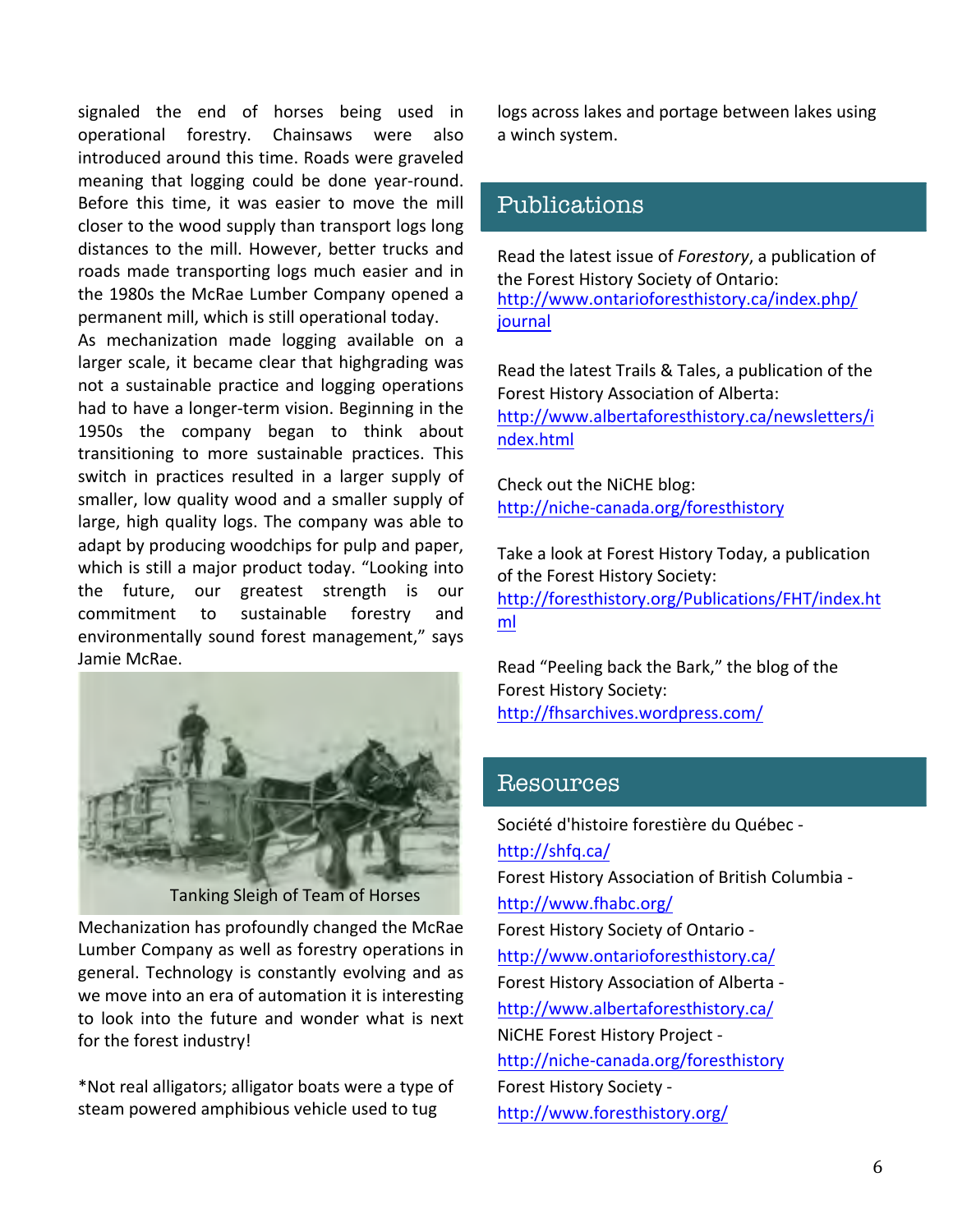signaled the end of horses being used in operational forestry. Chainsaws were also introduced around this time. Roads were graveled meaning that logging could be done year-round. Before this time, it was easier to move the mill closer to the wood supply than transport logs long distances to the mill. However, better trucks and roads made transporting logs much easier and in the 1980s the McRae Lumber Company opened a permanent mill, which is still operational today.

As mechanization made logging available on a larger scale, it became clear that highgrading was not a sustainable practice and logging operations had to have a longer-term vision. Beginning in the 1950s the company began to think about transitioning to more sustainable practices. This switch in practices resulted in a larger supply of smaller, low quality wood and a smaller supply of large, high quality logs. The company was able to adapt by producing woodchips for pulp and paper, which is still a major product today. "Looking into the future, our greatest strength is our commitment to sustainable forestry and environmentally sound forest management," says Jamie McRae.

Tanking Sleigh of Team of Horses

Mechanization has profoundly changed the McRae Lumber Company as well as forestry operations in general. Technology is constantly evolving and as we move into an era of automation it is interesting to look into the future and wonder what is next for the forest industry!

*Not real alligators; alligator boats were a type of steam powered amphibious vehicle used to tug logs across lakes and portage between lakes using a winch system.

## Publications

Read the latest issue of *Forestory*, a publication of the Forest History Society of Ontario: http://www.ontarioforesthistory.ca/index.php/journal

Read the latest Trails & Tales, a publication of the Forest History Association of Alberta: http://www.albertaforesthistory.ca/newsletters/index.html

Check out the NiCHE blog: http://niche-canada.org/foresthistory

Take a look at Forest History Today, a publication of the Forest History Society: http://foresthistory.org/Publications/FHT/index.html

Read "Peeling back the Bark," the blog of the Forest History Society: http://fhsarchives.wordpress.com/

## Resources

Société d'histoire forestière du Québec - http://shfq.ca/

Forest History Association of British Columbia - http://www.fhabc.org/

Forest History Society of Ontario - http://www.ontarioforesthistory.ca/

Forest History Association of Alberta - http://www.albertaforesthistory.ca/

NiCHE Forest History Project - http://niche-canada.org/foresthistory

Forest History Society - http://www.foresthistory.org/